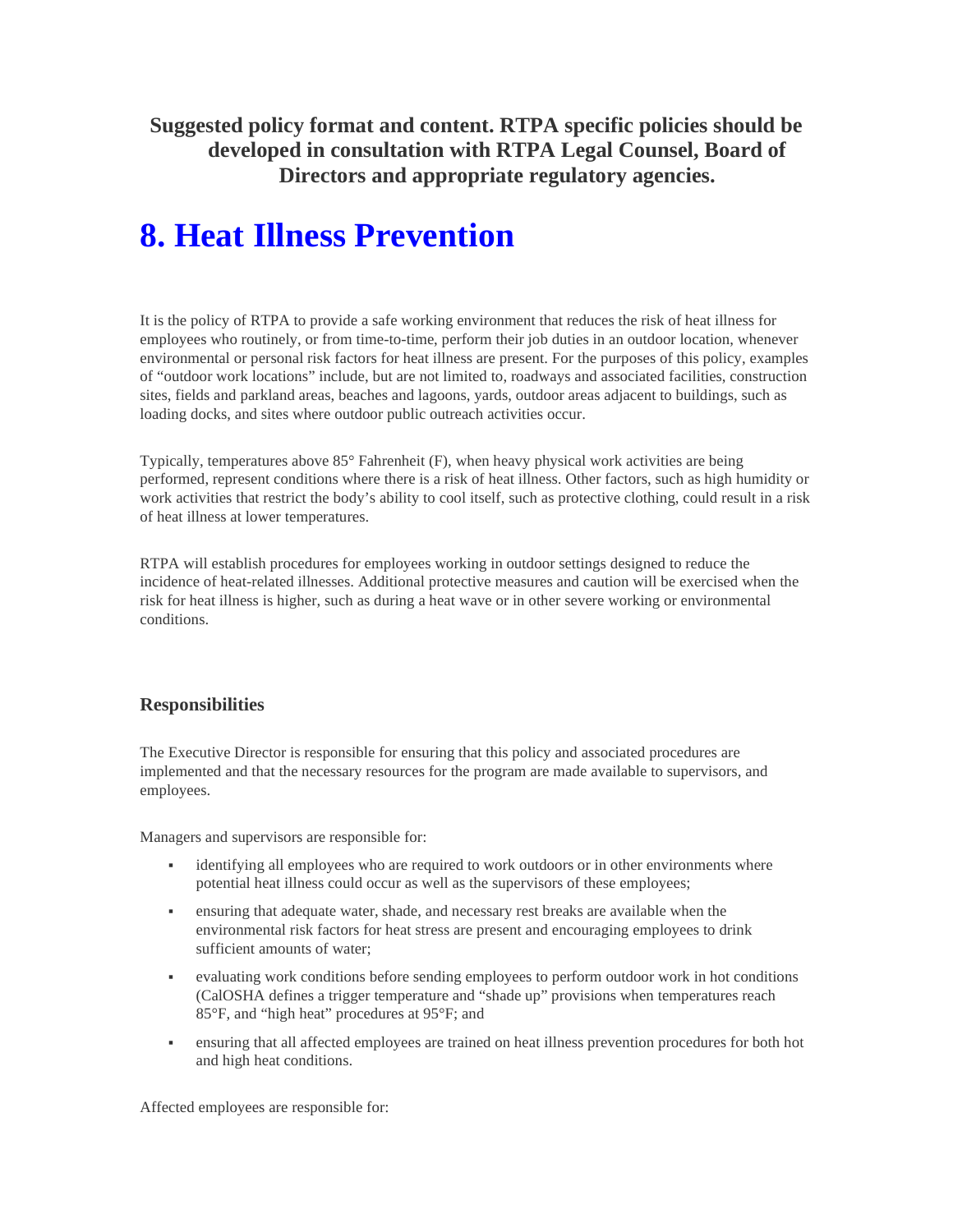**Suggested policy format and content. RTPA specific policies should be developed in consultation with RTPA Legal Counsel, Board of Directors and appropriate regulatory agencies.**

# 8. Heat Illness Prevention

It is the policy of RTPA to provide a safe working environment that reduces the risk of heat illness for employees who routinely, or from time-to-time, perform their job duties in an outdoor location, whenever environmental or personal risk factors for heat illness are present. For the purposes of this policy, examples of "outdoor work locations" include, but are not limited to, roadways and associated facilities, construction sites, fields and parkland areas, beaches and lagoons, yards, outdoor areas adjacent to buildings, such as loading docks, and sites where outdoor public outreach activities occur.

Typically, temperatures above 85° Fahrenheit (F), when heavy physical work activities are being performed, represent conditions where there is a risk of heat illness. Other factors, such as high humidity or work activities that restrict the body's ability to cool itself, such as protective clothing, could result in a risk of heat illness at lower temperatures.

RTPA will establish procedures for employees working in outdoor settings designed to reduce the incidence of heat-related illnesses. Additional protective measures and caution will be exercised when the risk for heat illness is higher, such as during a heat wave or in other severe working or environmental conditions.

### Responsibilities

The Executive Director is responsible for ensuring that this policy and associated procedures are implemented and that the necessary resources for the program are made available to supervisors, and employees.

Managers and supervisors are responsible for:

- identifying all employees who are required to work outdoors or in other environments where potential heat illness could occur as well as the supervisors of these employees;
- ensuring that adequate water, shade, and necessary rest breaks are available when the environmental risk factors for heat stress are present and encouraging employees to drink sufficient amounts of water;
- evaluating work conditions before sending employees to perform outdoor work in hot conditions (CalOSHA defines a trigger temperature and "shade up" provisions when temperatures reach 85°F, and "high heat" procedures at 95°F; and
- ensuring that all affected employees are trained on heat illness prevention procedures for both hot and high heat conditions.

Affected employees are responsible for: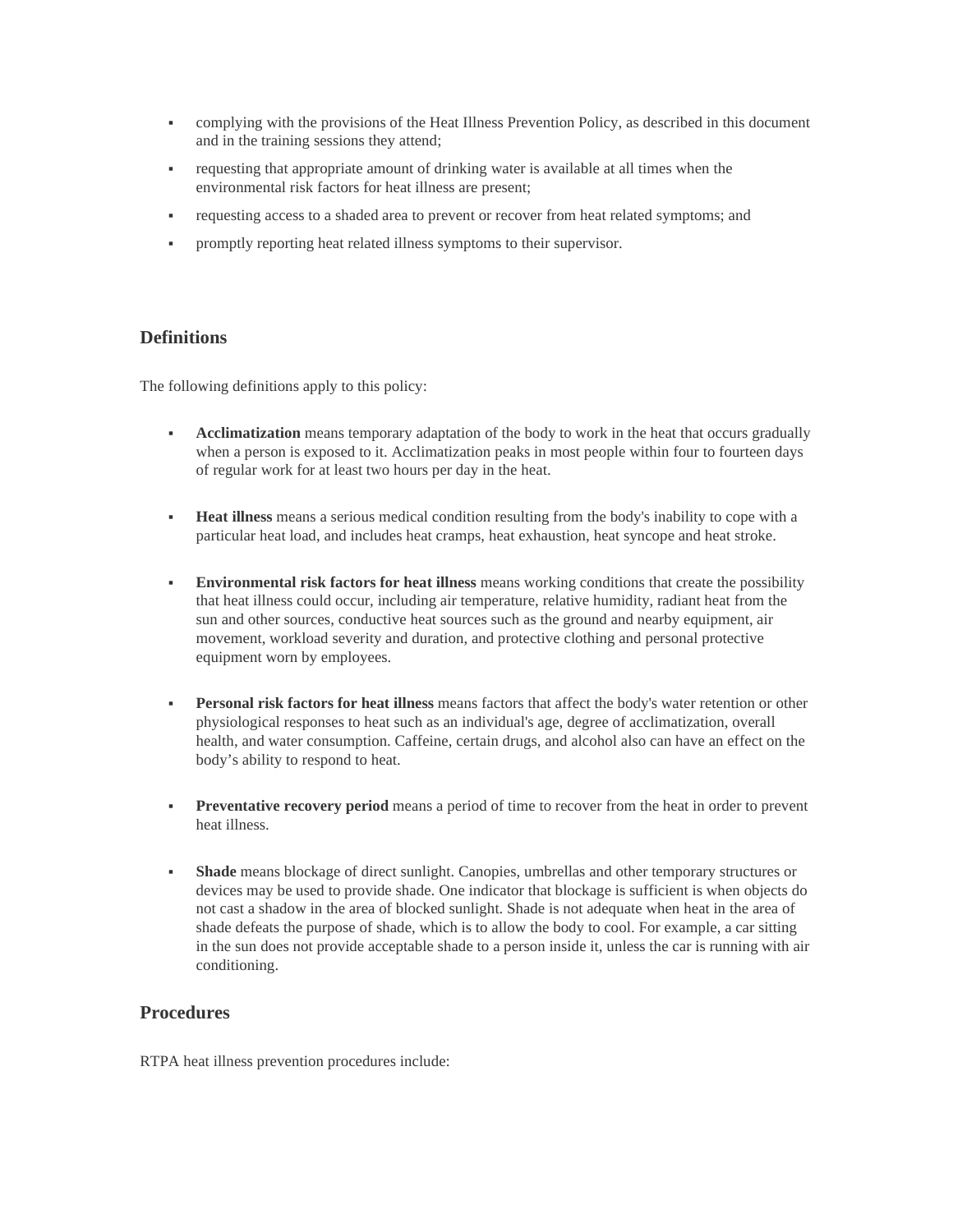- complying with the provisions of the Heat Illness Prevention Policy, as described in this document and in the training sessions they attend;
- requesting that appropriate amount of drinking water is available at all times when the environmental risk factors for heat illness are present;
- requesting access to a shaded area to prevent or recover from heat related symptoms; and
- promptly reporting heat related illness symptoms to their supervisor.

## Definitions

The following definitions apply to this policy:

- **Acclimatization** means temporary adaptation of the body to work in the heat that occurs gradually when a person is exposed to it. Acclimatization peaks in most people within four to fourteen days of regular work for at least two hours per day in the heat.
- **Heat illness** means a serious medical condition resulting from the body's inability to cope with a particular heat load, and includes heat cramps, heat exhaustion, heat syncope and heat stroke.
- **Environmental risk factors for heat illness** means working conditions that create the possibility that heat illness could occur, including air temperature, relative humidity, radiant heat from the sun and other sources, conductive heat sources such as the ground and nearby equipment, air movement, workload severity and duration, and protective clothing and personal protective equipment worn by employees.
- **Personal risk factors for heat illness** means factors that affect the body's water retention or other physiological responses to heat such as an individual's age, degree of acclimatization, overall health, and water consumption. Caffeine, certain drugs, and alcohol also can have an effect on the body's ability to respond to heat.
- **Preventative recovery period** means a period of time to recover from the heat in order to prevent heat illness.
- **Shade** means blockage of direct sunlight. Canopies, umbrellas and other temporary structures or devices may be used to provide shade. One indicator that blockage is sufficient is when objects do not cast a shadow in the area of blocked sunlight. Shade is not adequate when heat in the area of shade defeats the purpose of shade, which is to allow the body to cool. For example, a car sitting in the sun does not provide acceptable shade to a person inside it, unless the car is running with air conditioning.

## Procedures

RTPA heat illness prevention procedures include: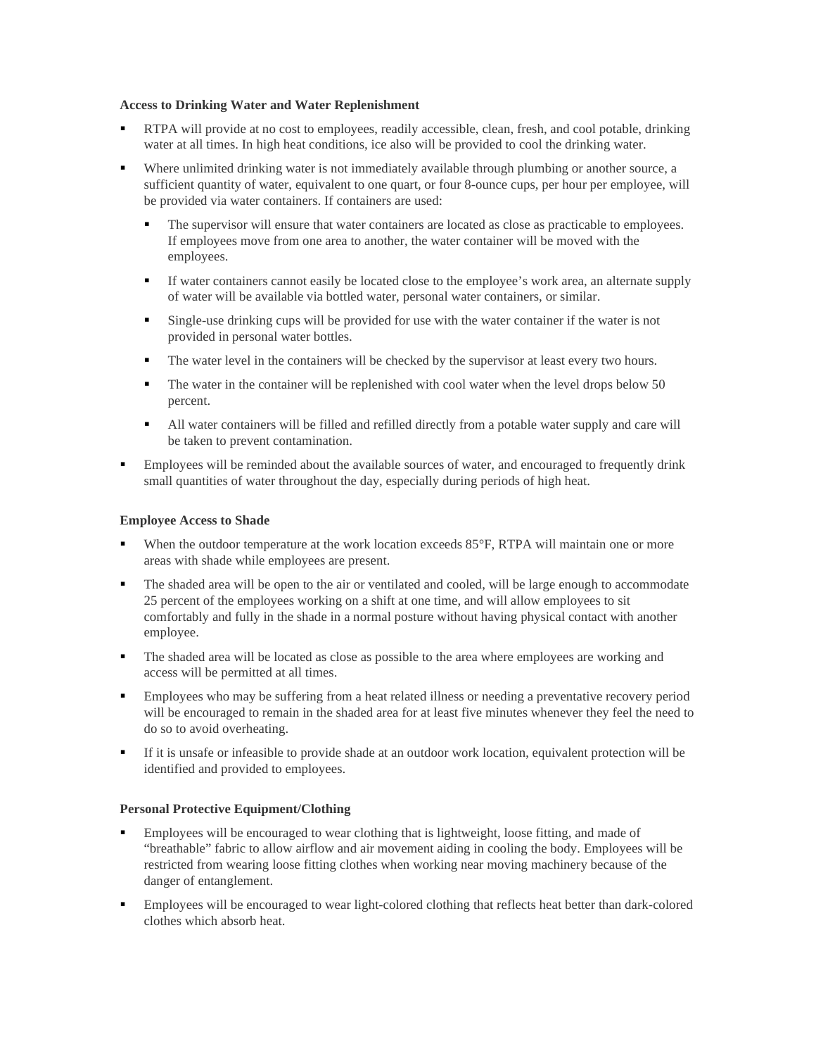**Access to Drinking Water and Water Replenishment**

- RTPA will provide at no cost to employees, readily accessible, clean, fresh, and cool potable, drinking water at all times. In high heat conditions, ice also will be provided to cool the drinking water.
- Where unlimited drinking water is not immediately available through plumbing or another source, a sufficient quantity of water, equivalent to one quart, or four 8-ounce cups, per hour per employee, will be provided via water containers. If containers are used:
  - The supervisor will ensure that water containers are located as close as practicable to employees. If employees move from one area to another, the water container will be moved with the employees.
  - If water containers cannot easily be located close to the employee's work area, an alternate supply of water will be available via bottled water, personal water containers, or similar.
  - Single-use drinking cups will be provided for use with the water container if the water is not provided in personal water bottles.
  - The water level in the containers will be checked by the supervisor at least every two hours.
  - The water in the container will be replenished with cool water when the level drops below 50 percent.
  - All water containers will be filled and refilled directly from a potable water supply and care will be taken to prevent contamination.
- Employees will be reminded about the available sources of water, and encouraged to frequently drink small quantities of water throughout the day, especially during periods of high heat.

**Employee Access to Shade**

- When the outdoor temperature at the work location exceeds 85°F, RTPA will maintain one or more areas with shade while employees are present.
- The shaded area will be open to the air or ventilated and cooled, will be large enough to accommodate 25 percent of the employees working on a shift at one time, and will allow employees to sit comfortably and fully in the shade in a normal posture without having physical contact with another employee.
- The shaded area will be located as close as possible to the area where employees are working and access will be permitted at all times.
- Employees who may be suffering from a heat related illness or needing a preventative recovery period will be encouraged to remain in the shaded area for at least five minutes whenever they feel the need to do so to avoid overheating.
- If it is unsafe or infeasible to provide shade at an outdoor work location, equivalent protection will be identified and provided to employees.

**Personal Protective Equipment/Clothing**

- Employees will be encouraged to wear clothing that is lightweight, loose fitting, and made of "breathable" fabric to allow airflow and air movement aiding in cooling the body. Employees will be restricted from wearing loose fitting clothes when working near moving machinery because of the danger of entanglement.
- Employees will be encouraged to wear light-colored clothing that reflects heat better than dark-colored clothes which absorb heat.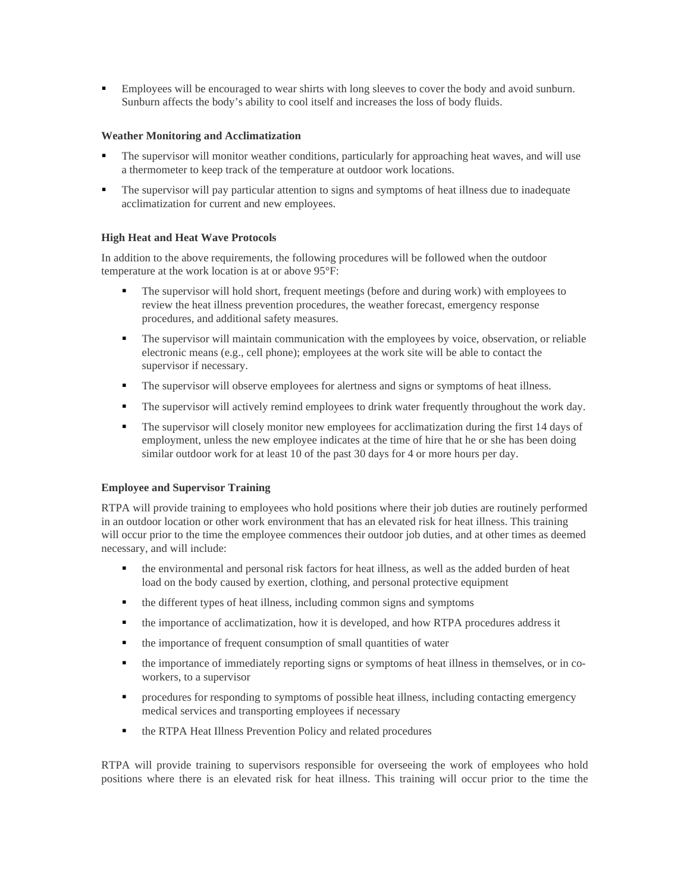- Employees will be encouraged to wear shirts with long sleeves to cover the body and avoid sunburn. Sunburn affects the body's ability to cool itself and increases the loss of body fluids.

**Weather Monitoring and Acclimatization**

- The supervisor will monitor weather conditions, particularly for approaching heat waves, and will use a thermometer to keep track of the temperature at outdoor work locations.
- The supervisor will pay particular attention to signs and symptoms of heat illness due to inadequate acclimatization for current and new employees.

**High Heat and Heat Wave Protocols**

In addition to the above requirements, the following procedures will be followed when the outdoor temperature at the work location is at or above 95°F:

- The supervisor will hold short, frequent meetings (before and during work) with employees to review the heat illness prevention procedures, the weather forecast, emergency response procedures, and additional safety measures.
- The supervisor will maintain communication with the employees by voice, observation, or reliable electronic means (e.g., cell phone); employees at the work site will be able to contact the supervisor if necessary.
- The supervisor will observe employees for alertness and signs or symptoms of heat illness.
- The supervisor will actively remind employees to drink water frequently throughout the work day.
- The supervisor will closely monitor new employees for acclimatization during the first 14 days of employment, unless the new employee indicates at the time of hire that he or she has been doing similar outdoor work for at least 10 of the past 30 days for 4 or more hours per day.

**Employee and Supervisor Training**

RTPA will provide training to employees who hold positions where their job duties are routinely performed in an outdoor location or other work environment that has an elevated risk for heat illness. This training will occur prior to the time the employee commences their outdoor job duties, and at other times as deemed necessary, and will include:

- the environmental and personal risk factors for heat illness, as well as the added burden of heat load on the body caused by exertion, clothing, and personal protective equipment
- the different types of heat illness, including common signs and symptoms
- the importance of acclimatization, how it is developed, and how RTPA procedures address it
- the importance of frequent consumption of small quantities of water
- the importance of immediately reporting signs or symptoms of heat illness in themselves, or in co-workers, to a supervisor
- procedures for responding to symptoms of possible heat illness, including contacting emergency medical services and transporting employees if necessary
- the RTPA Heat Illness Prevention Policy and related procedures

RTPA will provide training to supervisors responsible for overseeing the work of employees who hold positions where there is an elevated risk for heat illness. This training will occur prior to the time the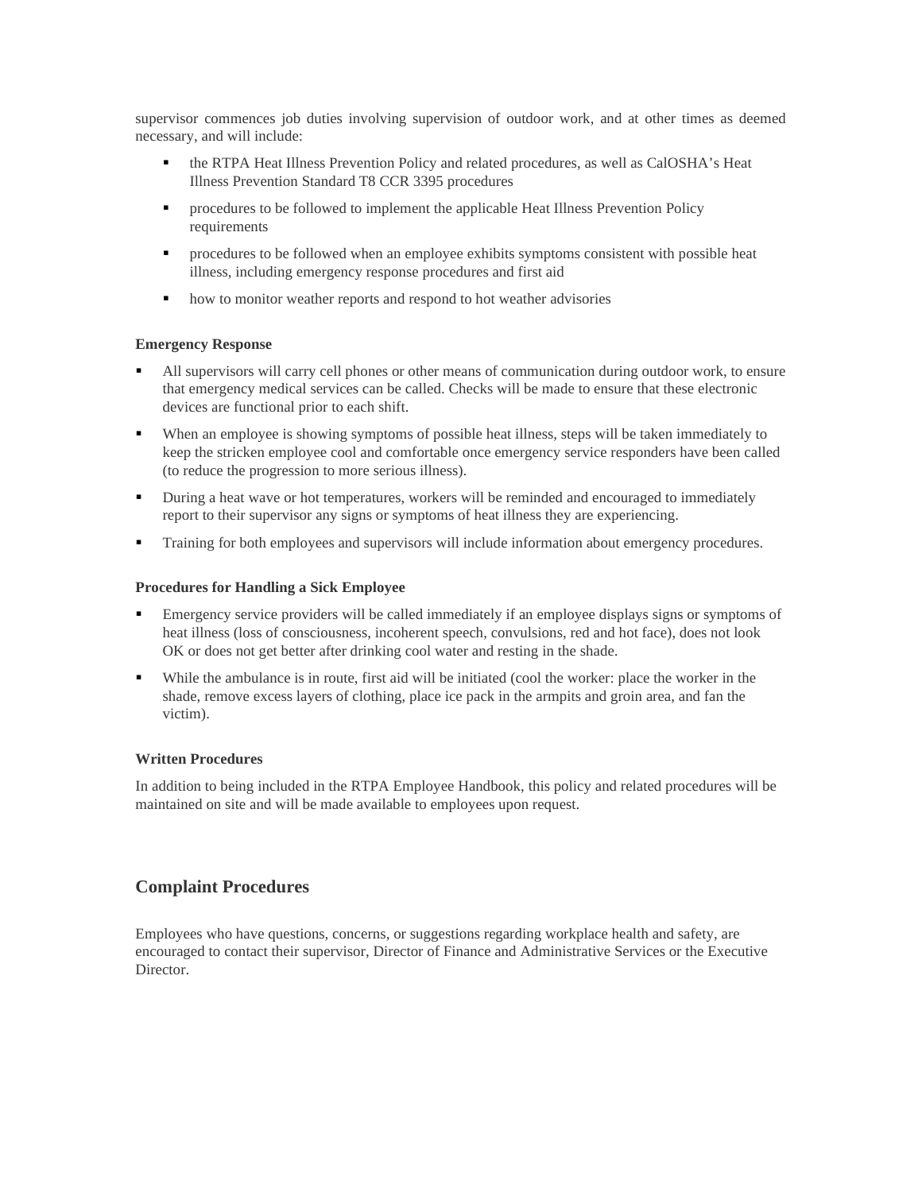supervisor commences job duties involving supervision of outdoor work, and at other times as deemed necessary, and will include:

- the RTPA Heat Illness Prevention Policy and related procedures, as well as CalOSHA's Heat Illness Prevention Standard T8 CCR 3395 procedures
- procedures to be followed to implement the applicable Heat Illness Prevention Policy requirements
- procedures to be followed when an employee exhibits symptoms consistent with possible heat illness, including emergency response procedures and first aid
- how to monitor weather reports and respond to hot weather advisories

**Emergency Response**

- All supervisors will carry cell phones or other means of communication during outdoor work, to ensure that emergency medical services can be called. Checks will be made to ensure that these electronic devices are functional prior to each shift.
- When an employee is showing symptoms of possible heat illness, steps will be taken immediately to keep the stricken employee cool and comfortable once emergency service responders have been called (to reduce the progression to more serious illness).
- During a heat wave or hot temperatures, workers will be reminded and encouraged to immediately report to their supervisor any signs or symptoms of heat illness they are experiencing.
- Training for both employees and supervisors will include information about emergency procedures.

**Procedures for Handling a Sick Employee**

- Emergency service providers will be called immediately if an employee displays signs or symptoms of heat illness (loss of consciousness, incoherent speech, convulsions, red and hot face), does not look OK or does not get better after drinking cool water and resting in the shade.
- While the ambulance is in route, first aid will be initiated (cool the worker: place the worker in the shade, remove excess layers of clothing, place ice pack in the armpits and groin area, and fan the victim).

**Written Procedures**

In addition to being included in the RTPA Employee Handbook, this policy and related procedures will be maintained on site and will be made available to employees upon request.

## Complaint Procedures

Employees who have questions, concerns, or suggestions regarding workplace health and safety, are encouraged to contact their supervisor, Director of Finance and Administrative Services or the Executive Director.